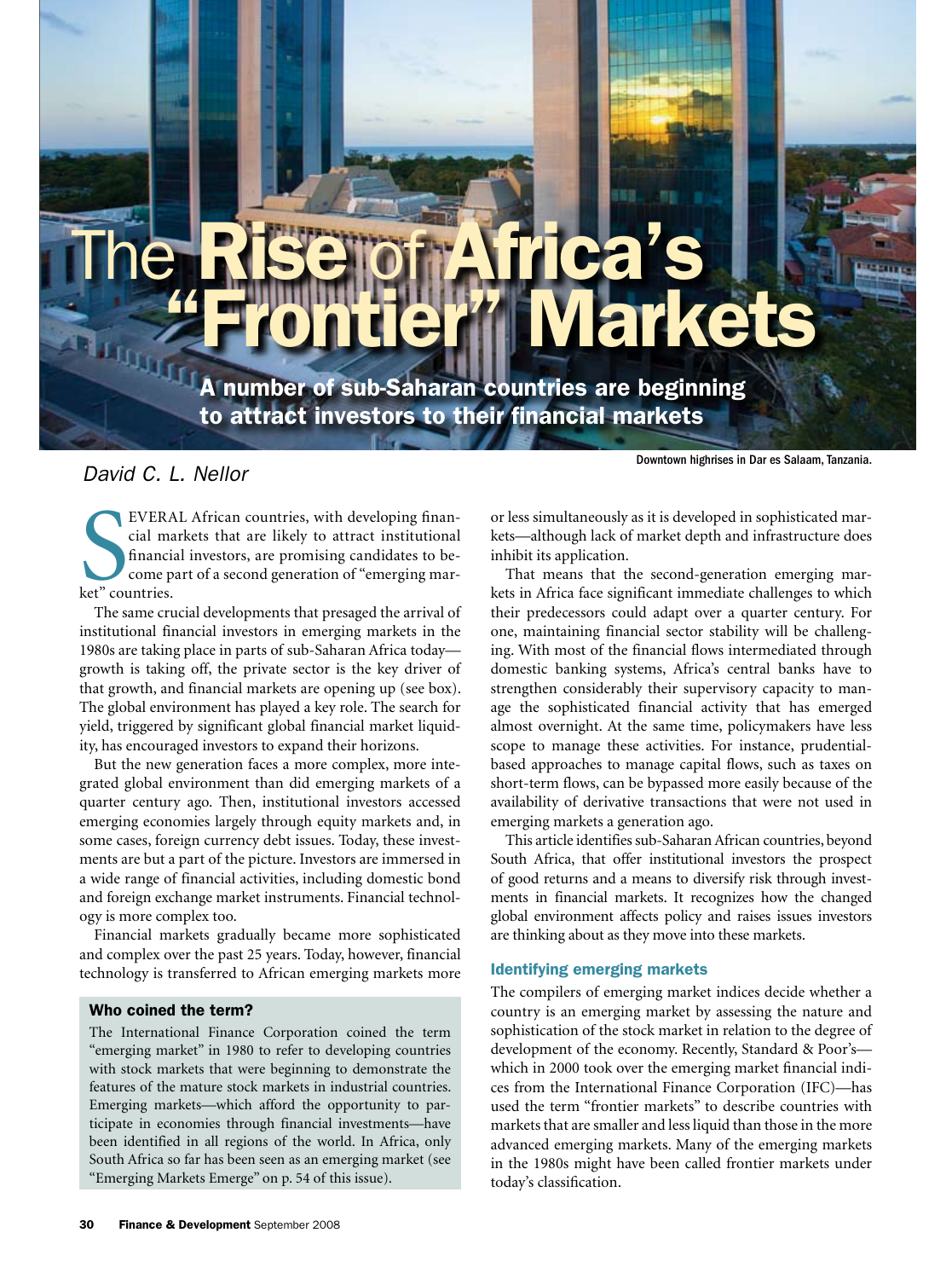# The Rise of Africa's "Frontier" Markets

**A number of sub-Saharan countries are beginning to attract investors to their financial markets**

Downtown highrises in Dar es Salaam, Tanzania.

*David C. L. Nellor*

SEVERAL African countries, with developing financial markets that are likely to attract institutional financial investors, are promising candidates to become part of a second generation of "emerging market" countries.

The same crucial developments that presaged the arrival of institutional financial investors in emerging markets in the 1980s are taking place in parts of sub-Saharan Africa today—growth is taking off, the private sector is the key driver of that growth, and financial markets are opening up (see box). The global environment has played a key role. The search for yield, triggered by significant global financial market liquidity, has encouraged investors to expand their horizons.

But the new generation faces a more complex, more integrated global environment than did emerging markets of a quarter century ago. Then, institutional investors accessed emerging economies largely through equity markets and, in some cases, foreign currency debt issues. Today, these investments are but a part of the picture. Investors are immersed in a wide range of financial activities, including domestic bond and foreign exchange market instruments. Financial technology is more complex too.

Financial markets gradually became more sophisticated and complex over the past 25 years. Today, however, financial technology is transferred to African emerging markets more or less simultaneously as it is developed in sophisticated markets—although lack of market depth and infrastructure does inhibit its application.

That means that the second-generation emerging markets in Africa face significant immediate challenges to which their predecessors could adapt over a quarter century. For one, maintaining financial sector stability will be challenging. With most of the financial flows intermediated through domestic banking systems, Africa's central banks have to strengthen considerably their supervisory capacity to manage the sophisticated financial activity that has emerged almost overnight. At the same time, policymakers have less scope to manage these activities. For instance, prudential-based approaches to manage capital flows, such as taxes on short-term flows, can be bypassed more easily because of the availability of derivative transactions that were not used in emerging markets a generation ago.

This article identifies sub-Saharan African countries, beyond South Africa, that offer institutional investors the prospect of good returns and a means to diversify risk through investments in financial markets. It recognizes how the changed global environment affects policy and raises issues investors are thinking about as they move into these markets.

> **Who coined the term?**
>
> The International Finance Corporation coined the term "emerging market" in 1980 to refer to developing countries with stock markets that were beginning to demonstrate the features of the mature stock markets in industrial countries. Emerging markets—which afford the opportunity to participate in economies through financial investments—have been identified in all regions of the world. In Africa, only South Africa so far has been seen as an emerging market (see "Emerging Markets Emerge" on p. 54 of this issue).

## Identifying emerging markets

The compilers of emerging market indices decide whether a country is an emerging market by assessing the nature and sophistication of the stock market in relation to the degree of development of the economy. Recently, Standard & Poor's—which in 2000 took over the emerging market financial indices from the International Finance Corporation (IFC)—has used the term "frontier markets" to describe countries with markets that are smaller and less liquid than those in the more advanced emerging markets. Many of the emerging markets in the 1980s might have been called frontier markets under today's classification.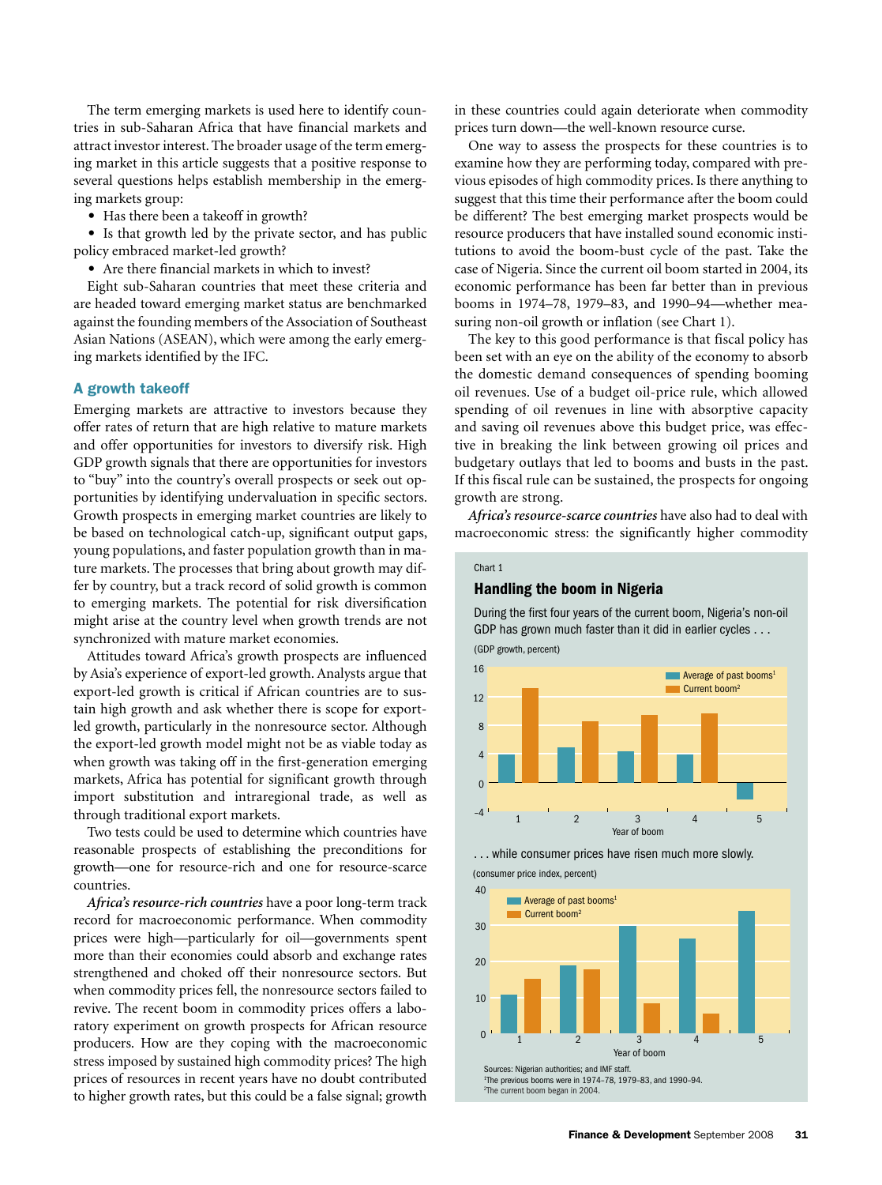The term emerging markets is used here to identify countries in sub-Saharan Africa that have financial markets and attract investor interest. The broader usage of the term emerging market in this article suggests that a positive response to several questions helps establish membership in the emerging markets group:

- Has there been a takeoff in growth?
- Is that growth led by the private sector, and has public policy embraced market-led growth?
- Are there financial markets in which to invest?

Eight sub-Saharan countries that meet these criteria and are headed toward emerging market status are benchmarked against the founding members of the Association of Southeast Asian Nations (ASEAN), which were among the early emerging markets identified by the IFC.

## A growth takeoff

Emerging markets are attractive to investors because they offer rates of return that are high relative to mature markets and offer opportunities for investors to diversify risk. High GDP growth signals that there are opportunities for investors to "buy" into the country's overall prospects or seek out opportunities by identifying undervaluation in specific sectors. Growth prospects in emerging market countries are likely to be based on technological catch-up, significant output gaps, young populations, and faster population growth than in mature markets. The processes that bring about growth may differ by country, but a track record of solid growth is common to emerging markets. The potential for risk diversification might arise at the country level when growth trends are not synchronized with mature market economies.

Attitudes toward Africa's growth prospects are influenced by Asia's experience of export-led growth. Analysts argue that export-led growth is critical if African countries are to sustain high growth and ask whether there is scope for export-led growth, particularly in the nonresource sector. Although the export-led growth model might not be as viable today as when growth was taking off in the first-generation emerging markets, Africa has potential for significant growth through import substitution and intraregional trade, as well as through traditional export markets.

Two tests could be used to determine which countries have reasonable prospects of establishing the preconditions for growth—one for resource-rich and one for resource-scarce countries.

*Africa's resource-rich countries* have a poor long-term track record for macroeconomic performance. When commodity prices were high—particularly for oil—governments spent more than their economies could absorb and exchange rates strengthened and choked off their nonresource sectors. But when commodity prices fell, the nonresource sectors failed to revive. The recent boom in commodity prices offers a laboratory experiment on growth prospects for African resource producers. How are they coping with the macroeconomic stress imposed by sustained high commodity prices? The high prices of resources in recent years have no doubt contributed to higher growth rates, but this could be a false signal; growth in these countries could again deteriorate when commodity prices turn down—the well-known resource curse.

One way to assess the prospects for these countries is to examine how they are performing today, compared with previous episodes of high commodity prices. Is there anything to suggest that this time their performance after the boom could be different? The best emerging market prospects would be resource producers that have installed sound economic institutions to avoid the boom-bust cycle of the past. Take the case of Nigeria. Since the current oil boom started in 2004, its economic performance has been far better than in previous booms in 1974–78, 1979–83, and 1990–94—whether measuring non-oil growth or inflation (see Chart 1).

The key to this good performance is that fiscal policy has been set with an eye on the ability of the economy to absorb the domestic demand consequences of spending booming oil revenues. Use of a budget oil-price rule, which allowed spending of oil revenues in line with absorptive capacity and saving oil revenues above this budget price, was effective in breaking the link between growing oil prices and budgetary outlays that led to booms and busts in the past. If this fiscal rule can be sustained, the prospects for ongoing growth are strong.

*Africa's resource-scarce countries* have also had to deal with macroeconomic stress: the significantly higher commodity

Chart 1

**Handling the boom in Nigeria**

During the first four years of the current boom, Nigeria's non-oil GDP has grown much faster than it did in earlier cycles . . .

(GDP growth, percent)

. . . while consumer prices have risen much more slowly.

(consumer price index, percent)

Sources: Nigerian authorities; and IMF staff.

[1]The previous booms were in 1974–78, 1979–83, and 1990–94.

[2]The current boom began in 2004.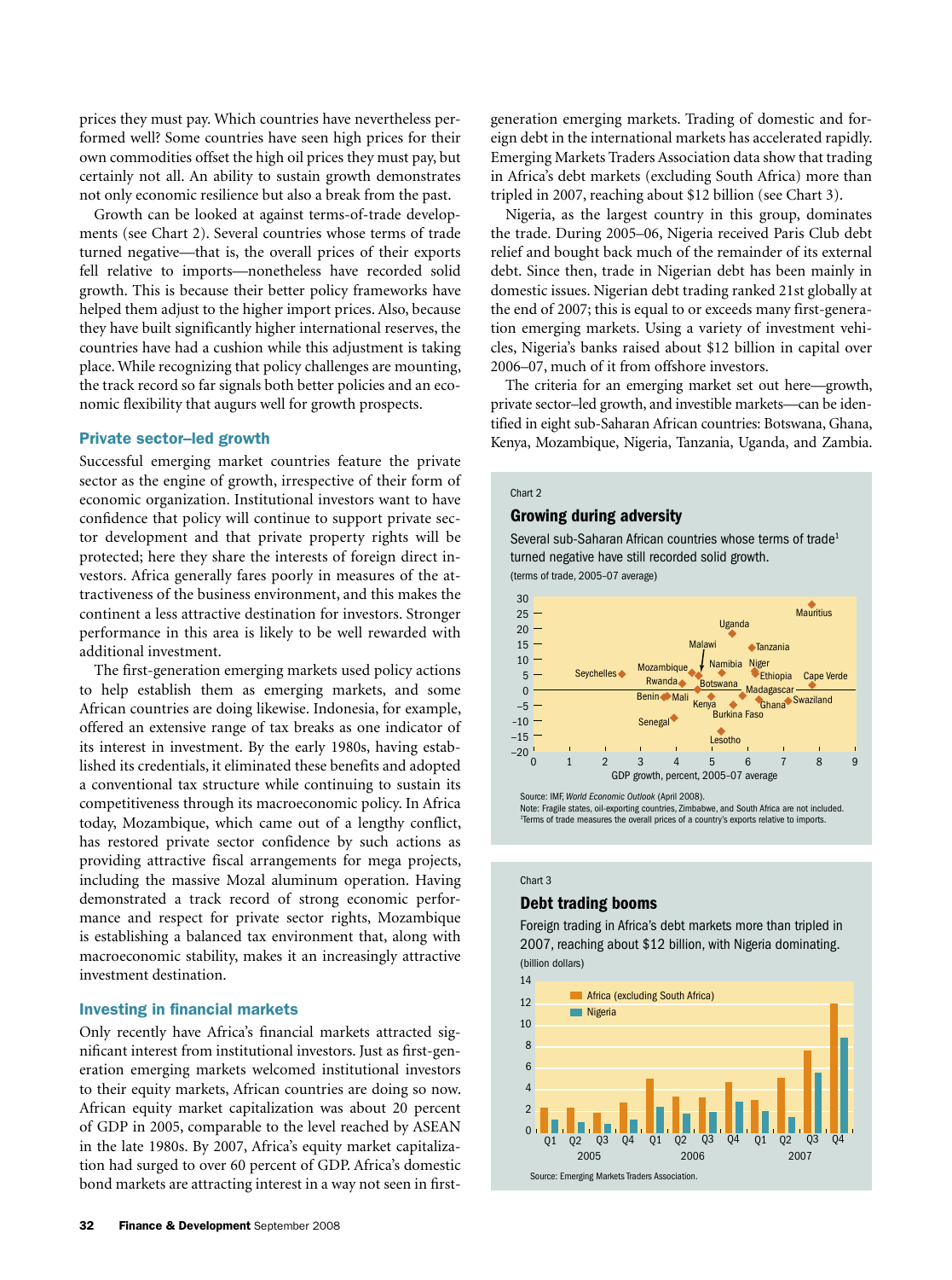prices they must pay. Which countries have nevertheless performed well? Some countries have seen high prices for their own commodities offset the high oil prices they must pay, but certainly not all. An ability to sustain growth demonstrates not only economic resilience but also a break from the past.

Growth can be looked at against terms-of-trade developments (see Chart 2). Several countries whose terms of trade turned negative—that is, the overall prices of their exports fell relative to imports—nonetheless have recorded solid growth. This is because their better policy frameworks have helped them adjust to the higher import prices. Also, because they have built significantly higher international reserves, the countries have had a cushion while this adjustment is taking place. While recognizing that policy challenges are mounting, the track record so far signals both better policies and an economic flexibility that augurs well for growth prospects.

## Private sector–led growth

Successful emerging market countries feature the private sector as the engine of growth, irrespective of their form of economic organization. Institutional investors want to have confidence that policy will continue to support private sector development and that private property rights will be protected; here they share the interests of foreign direct investors. Africa generally fares poorly in measures of the attractiveness of the business environment, and this makes the continent a less attractive destination for investors. Stronger performance in this area is likely to be well rewarded with additional investment.

The first-generation emerging markets used policy actions to help establish them as emerging markets, and some African countries are doing likewise. Indonesia, for example, offered an extensive range of tax breaks as one indicator of its interest in investment. By the early 1980s, having established its credentials, it eliminated these benefits and adopted a conventional tax structure while continuing to sustain its competitiveness through its macroeconomic policy. In Africa today, Mozambique, which came out of a lengthy conflict, has restored private sector confidence by such actions as providing attractive fiscal arrangements for mega projects, including the massive Mozal aluminum operation. Having demonstrated a track record of strong economic performance and respect for private sector rights, Mozambique is establishing a balanced tax environment that, along with macroeconomic stability, makes it an increasingly attractive investment destination.

## Investing in financial markets

Only recently have Africa's financial markets attracted significant interest from institutional investors. Just as first-generation emerging markets welcomed institutional investors to their equity markets, African countries are doing so now. African equity market capitalization was about 20 percent of GDP in 2005, comparable to the level reached by ASEAN in the late 1980s. By 2007, Africa's equity market capitalization had surged to over 60 percent of GDP. Africa's domestic bond markets are attracting interest in a way not seen in first-generation emerging markets. Trading of domestic and foreign debt in the international markets has accelerated rapidly. Emerging Markets Traders Association data show that trading in Africa's debt markets (excluding South Africa) more than tripled in 2007, reaching about $12 billion (see Chart 3).

Nigeria, as the largest country in this group, dominates the trade. During 2005–06, Nigeria received Paris Club debt relief and bought back much of the remainder of its external debt. Since then, trade in Nigerian debt has been mainly in domestic issues. Nigerian debt trading ranked 21st globally at the end of 2007; this is equal to or exceeds many first-generation emerging markets. Using a variety of investment vehicles, Nigeria's banks raised about $12 billion in capital over 2006–07, much of it from offshore investors.

The criteria for an emerging market set out here—growth, private sector–led growth, and investible markets—can be identified in eight sub-Saharan African countries: Botswana, Ghana, Kenya, Mozambique, Nigeria, Tanzania, Uganda, and Zambia.

Chart 2

**Growing during adversity**

Several sub-Saharan African countries whose terms of trade[1] turned negative have still recorded solid growth.

(terms of trade, 2005–07 average)

Source: IMF, *World Economic Outlook* (April 2008).
Note: Fragile states, oil-exporting countries, Zimbabwe, and South Africa are not included.
[1]Terms of trade measures the overall prices of a country's exports relative to imports.

Chart 3

**Debt trading booms**

Foreign trading in Africa's debt markets more than tripled in 2007, reaching about $12 billion, with Nigeria dominating.

(billion dollars)

Source: Emerging Markets Traders Association.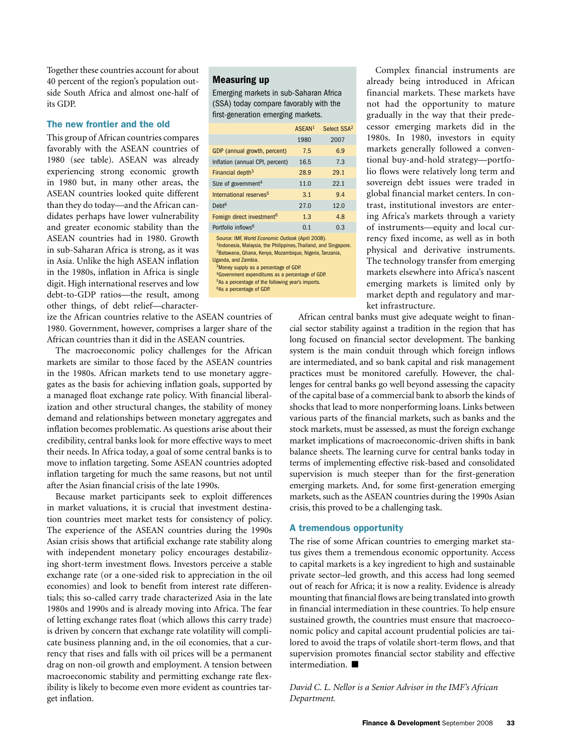Together these countries account for about 40 percent of the region's population outside South Africa and almost one-half of its GDP.

## The new frontier and the old

This group of African countries compares favorably with the ASEAN countries of 1980 (see table). ASEAN was already experiencing strong economic growth in 1980 but, in many other areas, the ASEAN countries looked quite different than they do today—and the African candidates perhaps have lower vulnerability and greater economic stability than the ASEAN countries had in 1980. Growth in sub-Saharan Africa is strong, as it was in Asia. Unlike the high ASEAN inflation in the 1980s, inflation in Africa is single digit. High international reserves and low debt-to-GDP ratios—the result, among other things, of debt relief—characterize the African countries relative to the ASEAN countries of 1980. Government, however, comprises a larger share of the African countries than it did in the ASEAN countries.

**Measuring up**

Emerging markets in sub-Saharan Africa (SSA) today compare favorably with the first-generation emerging markets.

| | ASEAN[1] | Select SSA[2] |
|---|---|---|
| | 1980 | 2007 |
| GDP (annual growth, percent) | 7.5 | 6.9 |
| Inflation (annual CPI, percent) | 16.5 | 7.3 |
| Financial depth[3] | 28.9 | 29.1 |
| Size of government[4] | 11.0 | 22.1 |
| International reserves[5] | 3.1 | 9.4 |
| Debt[6] | 27.0 | 12.0 |
| Foreign direct investment[6] | 1.3 | 4.8 |
| Portfolio inflows[6] | 0.1 | 0.3 |

Source: IMF, *World Economic Outlook* (April 2008).
[1]Indonesia, Malaysia, the Philippines, Thailand, and Singapore.
[2]Botswana, Ghana, Kenya, Mozambique, Nigeria, Tanzania, Uganda, and Zambia.
[3]Money supply as a percentage of GDP.
[4]Government expenditures as a percentage of GDP.
[5]As a percentage of the following year's imports.
[6]As a percentage of GDP.

The macroeconomic policy challenges for the African markets are similar to those faced by the ASEAN countries in the 1980s. African markets tend to use monetary aggregates as the basis for achieving inflation goals, supported by a managed float exchange rate policy. With financial liberalization and other structural changes, the stability of money demand and relationships between monetary aggregates and inflation becomes problematic. As questions arise about their credibility, central banks look for more effective ways to meet their needs. In Africa today, a goal of some central banks is to move to inflation targeting. Some ASEAN countries adopted inflation targeting for much the same reasons, but not until after the Asian financial crisis of the late 1990s.

Because market participants seek to exploit differences in market valuations, it is crucial that investment destination countries meet market tests for consistency of policy. The experience of the ASEAN countries during the 1990s Asian crisis shows that artificial exchange rate stability along with independent monetary policy encourages destabilizing short-term investment flows. Investors perceive a stable exchange rate (or a one-sided risk to appreciation in the oil economies) and look to benefit from interest rate differentials; this so-called carry trade characterized Asia in the late 1980s and 1990s and is already moving into Africa. The fear of letting exchange rates float (which allows this carry trade) is driven by concern that exchange rate volatility will complicate business planning and, in the oil economies, that a currency that rises and falls with oil prices will be a permanent drag on non-oil growth and employment. A tension between macroeconomic stability and permitting exchange rate flexibility is likely to become even more evident as countries target inflation.

Complex financial instruments are already being introduced in African financial markets. These markets have not had the opportunity to mature gradually in the way that their predecessor emerging markets did in the 1980s. In 1980, investors in equity markets generally followed a conventional buy-and-hold strategy—portfolio flows were relatively long term and sovereign debt issues were traded in global financial market centers. In contrast, institutional investors are entering Africa's markets through a variety of instruments—equity and local currency fixed income, as well as in both physical and derivative instruments. The technology transfer from emerging markets elsewhere into Africa's nascent emerging markets is limited only by market depth and regulatory and market infrastructure.

African central banks must give adequate weight to financial sector stability against a tradition in the region that has long focused on financial sector development. The banking system is the main conduit through which foreign inflows are intermediated, and so bank capital and risk management practices must be monitored carefully. However, the challenges for central banks go well beyond assessing the capacity of the capital base of a commercial bank to absorb the kinds of shocks that lead to more nonperforming loans. Links between various parts of the financial markets, such as banks and the stock markets, must be assessed, as must the foreign exchange market implications of macroeconomic-driven shifts in bank balance sheets. The learning curve for central banks today in terms of implementing effective risk-based and consolidated supervision is much steeper than for the first-generation emerging markets. And, for some first-generation emerging markets, such as the ASEAN countries during the 1990s Asian crisis, this proved to be a challenging task.

## A tremendous opportunity

The rise of some African countries to emerging market status gives them a tremendous economic opportunity. Access to capital markets is a key ingredient to high and sustainable private sector–led growth, and this access had long seemed out of reach for Africa; it is now a reality. Evidence is already mounting that financial flows are being translated into growth in financial intermediation in these countries. To help ensure sustained growth, the countries must ensure that macroeconomic policy and capital account prudential policies are tailored to avoid the traps of volatile short-term flows, and that supervision promotes financial sector stability and effective intermediation. ■

*David C. L. Nellor is a Senior Advisor in the IMF's African Department.*